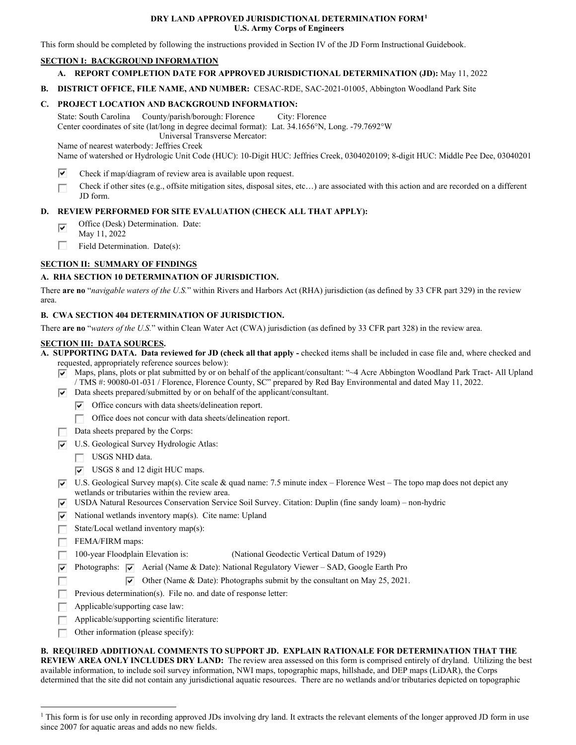# DRY LAND APPROVED JURISDICTIONAL DETERMINATION FORM[1]
## U.S. Army Corps of Engineers

This form should be completed by following the instructions provided in Section IV of the JD Form Instructional Guidebook.

## SECTION I: BACKGROUND INFORMATION

**A. REPORT COMPLETION DATE FOR APPROVED JURISDICTIONAL DETERMINATION (JD):** May 11, 2022

**B. DISTRICT OFFICE, FILE NAME, AND NUMBER:** CESAC-RDE, SAC-2021-01005, Abbington Woodland Park Site

**C. PROJECT LOCATION AND BACKGROUND INFORMATION:**

State: South Carolina County/parish/borough: Florence City: Florence
Center coordinates of site (lat/long in degree decimal format): Lat. 34.1656°N, Long. -79.7692°W
Universal Transverse Mercator:
Name of nearest waterbody: Jeffries Creek
Name of watershed or Hydrologic Unit Code (HUC): 10-Digit HUC: Jeffries Creek, 0304020109; 8-digit HUC: Middle Pee Dee, 03040201

- [x] Check if map/diagram of review area is available upon request.
- [ ] Check if other sites (e.g., offsite mitigation sites, disposal sites, etc…) are associated with this action and are recorded on a different JD form.

**D. REVIEW PERFORMED FOR SITE EVALUATION (CHECK ALL THAT APPLY):**

- [x] Office (Desk) Determination. Date: May 11, 2022
- [ ] Field Determination. Date(s):

## SECTION II: SUMMARY OF FINDINGS

### A. RHA SECTION 10 DETERMINATION OF JURISDICTION.

There **are no** "*navigable waters of the U.S.*" within Rivers and Harbors Act (RHA) jurisdiction (as defined by 33 CFR part 329) in the review area.

### B. CWA SECTION 404 DETERMINATION OF JURISDICTION.

There **are no** "*waters of the U.S.*" within Clean Water Act (CWA) jurisdiction (as defined by 33 CFR part 328) in the review area.

## SECTION III: DATA SOURCES.

**A. SUPPORTING DATA. Data reviewed for JD (check all that apply -** checked items shall be included in case file and, where checked and requested, appropriately reference sources below):

- [x] Maps, plans, plots or plat submitted by or on behalf of the applicant/consultant: "~4 Acre Abbington Woodland Park Tract- All Upland / TMS #: 90080-01-031 / Florence, Florence County, SC" prepared by Red Bay Environmental and dated May 11, 2022.
- [x] Data sheets prepared/submitted by or on behalf of the applicant/consultant.
  - [x] Office concurs with data sheets/delineation report.
  - [ ] Office does not concur with data sheets/delineation report.
- [ ] Data sheets prepared by the Corps:
- [x] U.S. Geological Survey Hydrologic Atlas:
  - [ ] USGS NHD data.
  - [x] USGS 8 and 12 digit HUC maps.
- [x] U.S. Geological Survey map(s). Cite scale & quad name: 7.5 minute index – Florence West – The topo map does not depict any wetlands or tributaries within the review area.
- [x] USDA Natural Resources Conservation Service Soil Survey. Citation: Duplin (fine sandy loam) – non-hydric
- [x] National wetlands inventory map(s). Cite name: Upland
- [ ] State/Local wetland inventory map(s):
- [ ] FEMA/FIRM maps:
- [ ] 100-year Floodplain Elevation is: (National Geodectic Vertical Datum of 1929)
- [x] Photographs: 
  - [x] Aerial (Name & Date): National Regulatory Viewer – SAD, Google Earth Pro
  - [x] Other (Name & Date): Photographs submit by the consultant on May 25, 2021.
- [ ] Previous determination(s). File no. and date of response letter:
- [ ] Applicable/supporting case law:
- [ ] Applicable/supporting scientific literature:
- [ ] Other information (please specify):

**B. REQUIRED ADDITIONAL COMMENTS TO SUPPORT JD. EXPLAIN RATIONALE FOR DETERMINATION THAT THE REVIEW AREA ONLY INCLUDES DRY LAND:** The review area assessed on this form is comprised entirely of dryland. Utilizing the best available information, to include soil survey information, NWI maps, topographic maps, hillshade, and DEP maps (LiDAR), the Corps determined that the site did not contain any jurisdictional aquatic resources. There are no wetlands and/or tributaries depicted on topographic

[1] This form is for use only in recording approved JDs involving dry land. It extracts the relevant elements of the longer approved JD form in use since 2007 for aquatic areas and adds no new fields.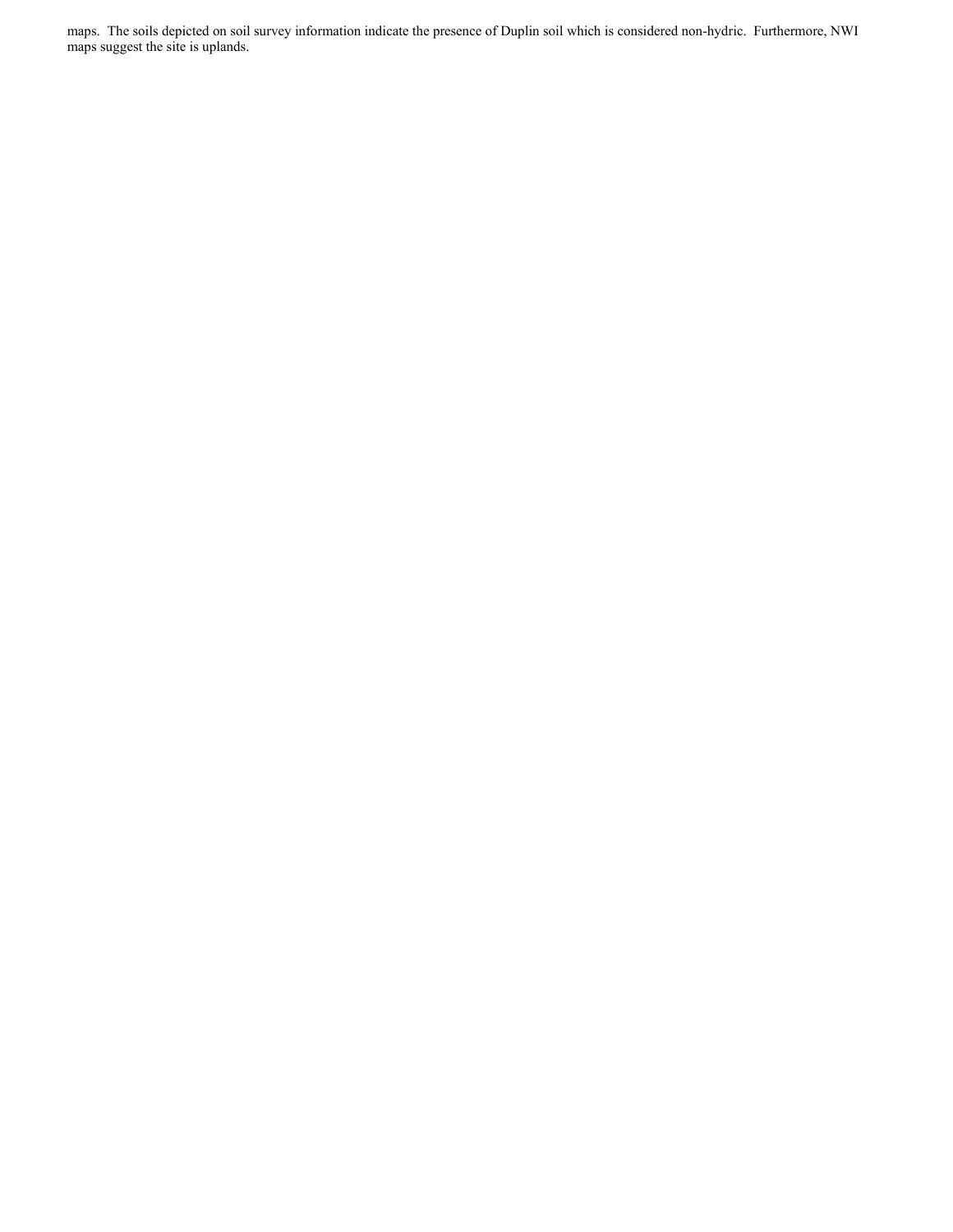maps. The soils depicted on soil survey information indicate the presence of Duplin soil which is considered non-hydric. Furthermore, NWI maps suggest the site is uplands.